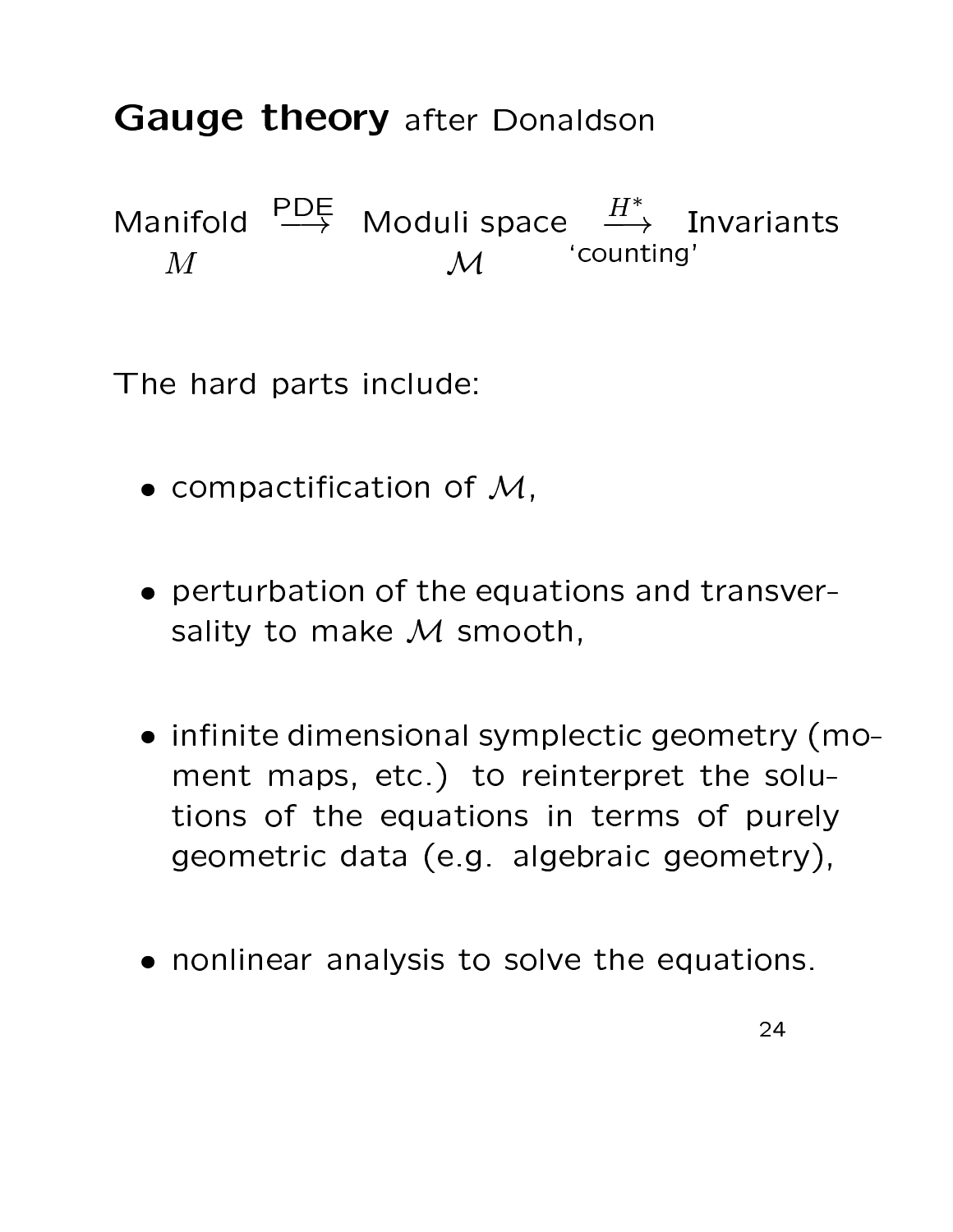# **Gauge theory** after Donaldson

$$\underset{M}{\text{Manifold}} \overset{\text{PDE}}{\longrightarrow} \underset{\mathcal{M}}{\text{Moduli space}} \underset{\text{'counting'}}{\overset{H^*}{\longrightarrow}} \text{Invariants}$$

The hard parts include:

- compactification of $\mathcal{M}$,
- perturbation of the equations and transversality to make $\mathcal{M}$ smooth,
- infinite dimensional symplectic geometry (moment maps, etc.) to reinterpret the solutions of the equations in terms of purely geometric data (e.g. algebraic geometry),
- nonlinear analysis to solve the equations.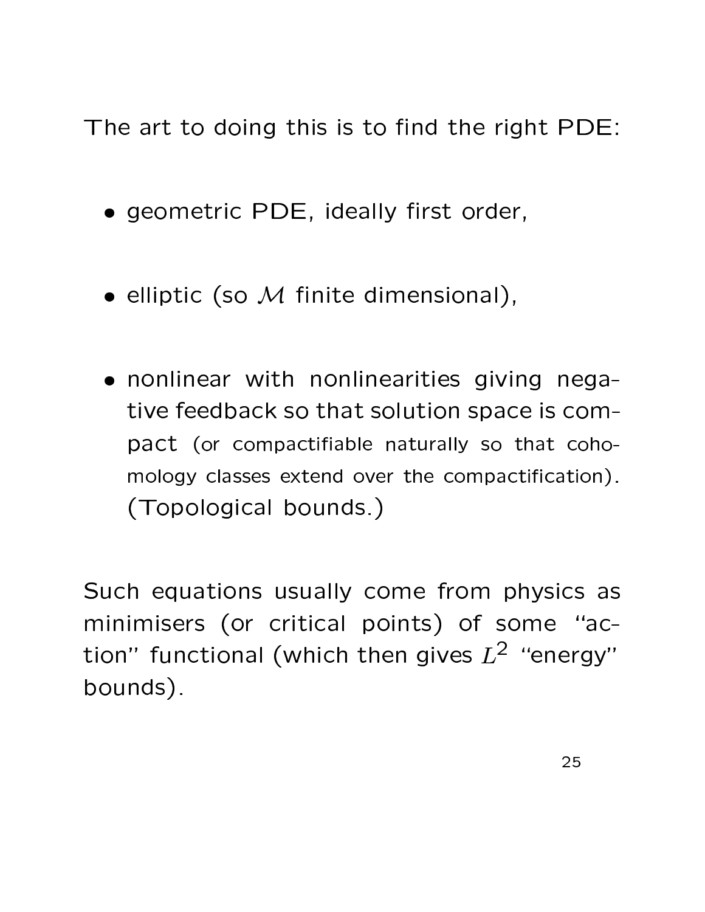The art to doing this is to find the right PDE:

- geometric PDE, ideally first order,
- elliptic (so $\mathcal{M}$ finite dimensional),
- nonlinear with nonlinearities giving negative feedback so that solution space is compact (or compactifiable naturally so that cohomology classes extend over the compactification). (Topological bounds.)

Such equations usually come from physics as minimisers (or critical points) of some "action" functional (which then gives $L^2$ "energy" bounds).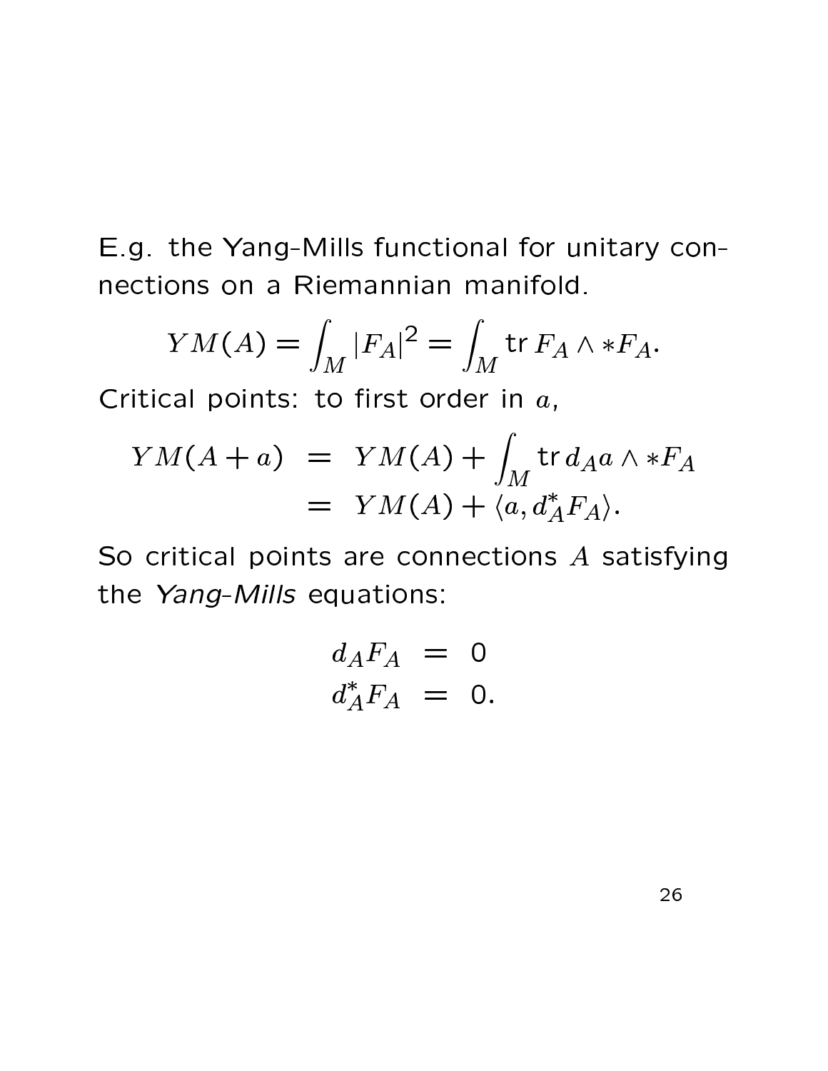E.g. the Yang-Mills functional for unitary connections on a Riemannian manifold.

$$YM(A) = \int_M |F_A|^2 = \int_M \mathrm{tr}\, F_A \wedge *F_A.$$

Critical points: to first order in $a$,

$$\begin{aligned} YM(A+a) &= YM(A) + \int_M \mathrm{tr}\, d_A a \wedge *F_A \\ &= YM(A) + \langle a, d_A^* F_A \rangle. \end{aligned}$$

So critical points are connections $A$ satisfying the *Yang-Mills* equations:

$$\begin{aligned} d_A F_A &= 0 \\ d_A^* F_A &= 0. \end{aligned}$$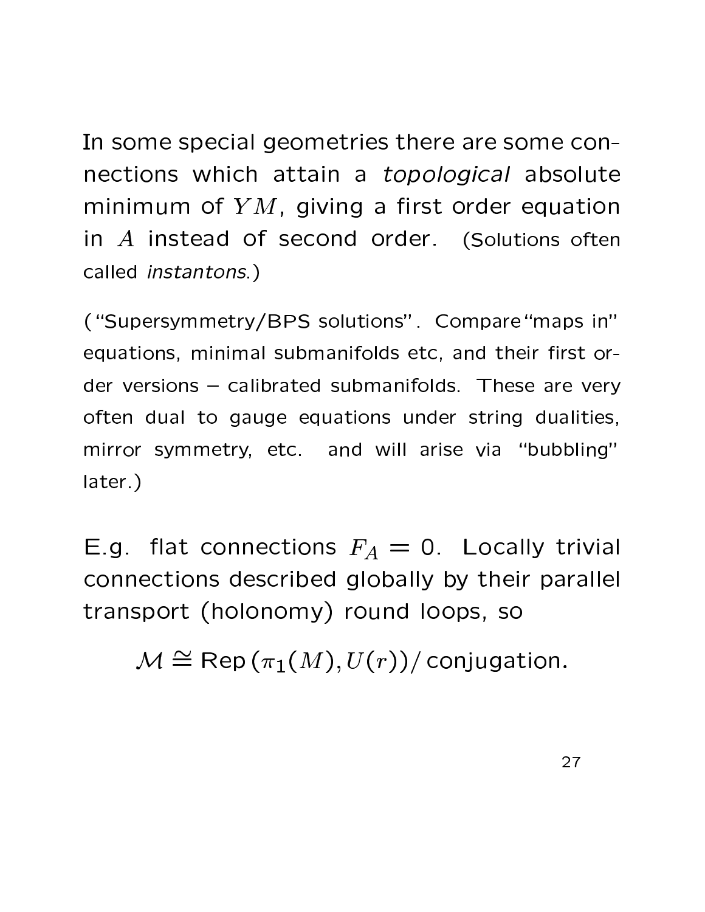In some special geometries there are some connections which attain a *topological* absolute minimum of $YM$, giving a first order equation in $A$ instead of second order. (Solutions often called *instantons*.)

("Supersymmetry/BPS solutions". Compare "maps in" equations, minimal submanifolds etc, and their first order versions – calibrated submanifolds. These are very often dual to gauge equations under string dualities, mirror symmetry, etc. and will arise via "bubbling" later.)

E.g. flat connections $F_A = 0$. Locally trivial connections described globally by their parallel transport (holonomy) round loops, so

$$\mathcal{M} \cong \text{Rep}\,(\pi_1(M), U(r))/\,\text{conjugation}.$$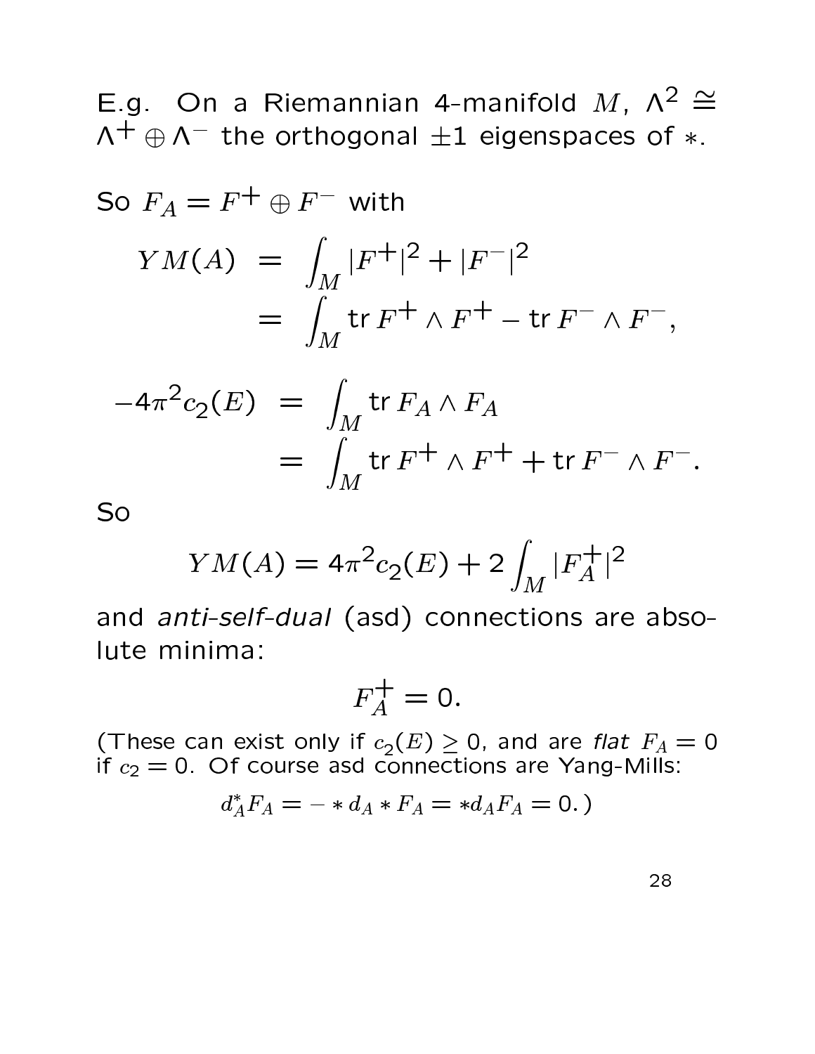E.g. On a Riemannian 4-manifold $M$, $\Lambda^2 \cong \Lambda^+ \oplus \Lambda^-$ the orthogonal $\pm 1$ eigenspaces of $*$.

So $F_A = F^+ \oplus F^-$ with

$$
\begin{aligned}
YM(A) &= \int_M |F^+|^2 + |F^-|^2 \\
&= \int_M \operatorname{tr} F^+ \wedge F^+ - \operatorname{tr} F^- \wedge F^-,
\end{aligned}
$$

$$
\begin{aligned}
-4\pi^2 c_2(E) &= \int_M \operatorname{tr} F_A \wedge F_A \\
&= \int_M \operatorname{tr} F^+ \wedge F^+ + \operatorname{tr} F^- \wedge F^-.
\end{aligned}
$$

So

$$
YM(A) = 4\pi^2 c_2(E) + 2 \int_M |F_A^+|^2
$$

and *anti-self-dual* (asd) connections are absolute minima:

$$
F_A^+ = 0.
$$

(These can exist only if $c_2(E) \geq 0$, and are *flat* $F_A = 0$ if $c_2 = 0$. Of course asd connections are Yang-Mills:

$$
d_A^* F_A = - * d_A * F_A = * d_A F_A = 0.)
$$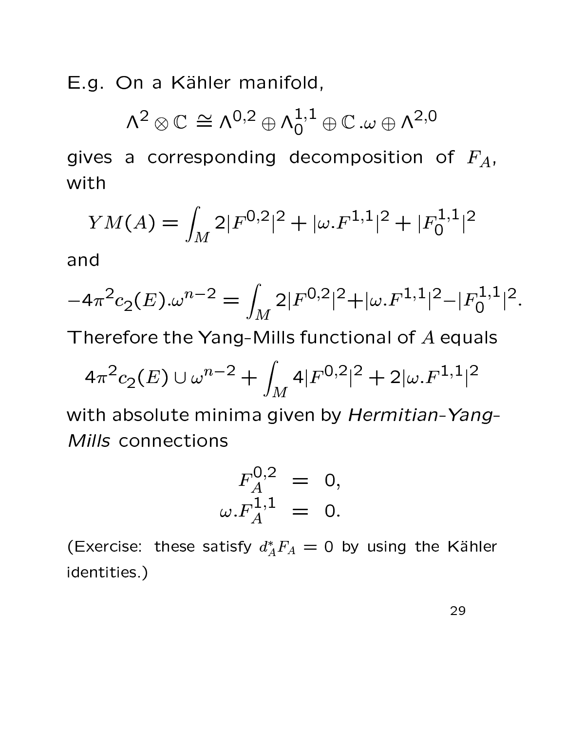E.g. On a Kähler manifold,

$$\Lambda^2 \otimes \mathbb{C} \cong \Lambda^{0,2} \oplus \Lambda^{1,1}_0 \oplus \mathbb{C}.\omega \oplus \Lambda^{2,0}$$

gives a corresponding decomposition of $F_A$, with

$$YM(A) = \int_M 2|F^{0,2}|^2 + |\omega.F^{1,1}|^2 + |F^{1,1}_0|^2$$

and

$$-4\pi^2 c_2(E).\omega^{n-2} = \int_M 2|F^{0,2}|^2 + |\omega.F^{1,1}|^2 - |F^{1,1}_0|^2.$$

Therefore the Yang-Mills functional of $A$ equals

$$4\pi^2 c_2(E) \cup \omega^{n-2} + \int_M 4|F^{0,2}|^2 + 2|\omega.F^{1,1}|^2$$

with absolute minima given by *Hermitian-Yang-Mills* connections

$$\begin{aligned} F_A^{0,2} &= 0, \\ \omega.F_A^{1,1} &= 0. \end{aligned}$$

(Exercise: these satisfy $d_A^* F_A = 0$ by using the Kähler identities.)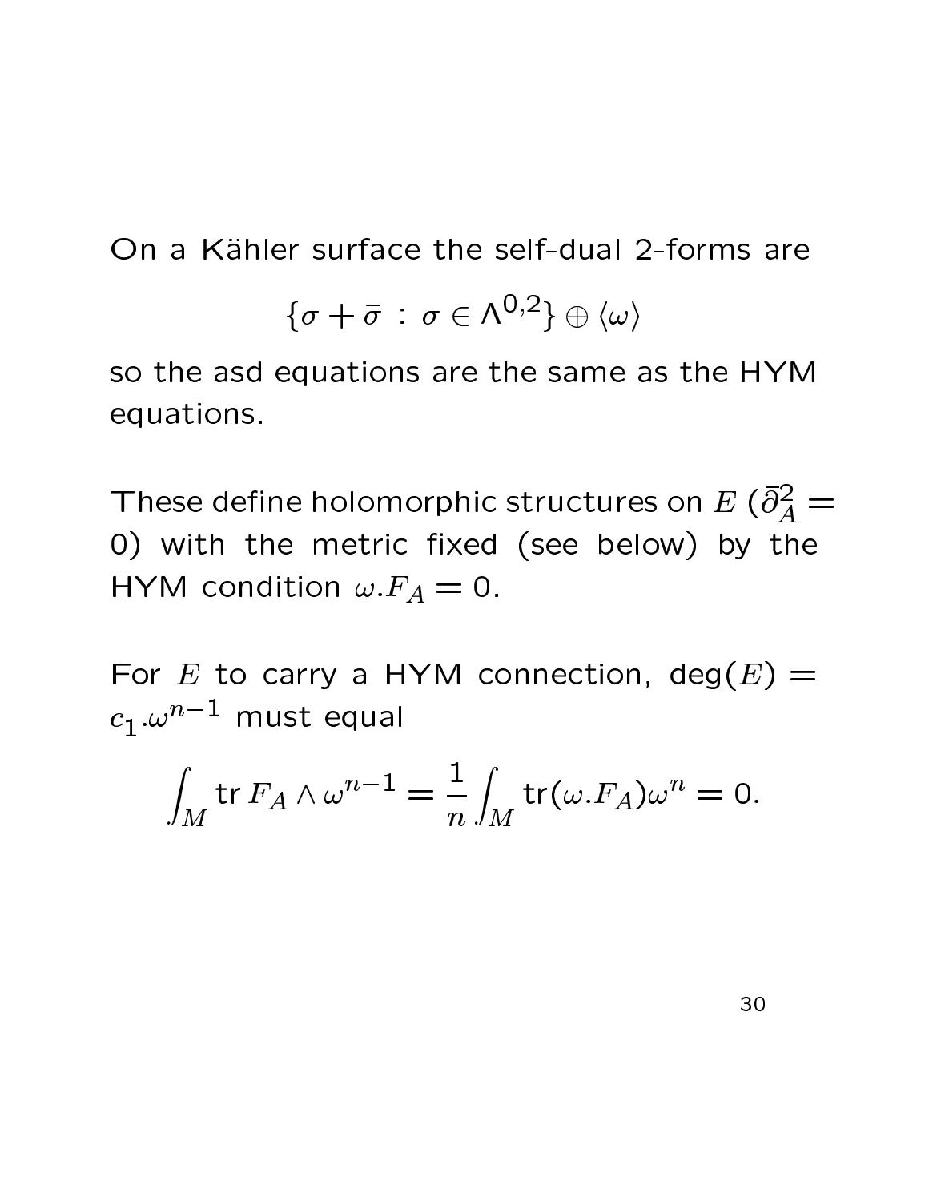On a Kähler surface the self-dual 2-forms are

$$\{\sigma + \bar{\sigma} \,:\, \sigma \in \Lambda^{0,2}\} \oplus \langle \omega \rangle$$

so the asd equations are the same as the HYM equations.

These define holomorphic structures on $E$ ($\bar{\partial}_A^2 = 0$) with the metric fixed (see below) by the HYM condition $\omega.F_A = 0$.

For $E$ to carry a HYM connection, $\deg(E) = c_1.\omega^{n-1}$ must equal

$$\int_M \operatorname{tr} F_A \wedge \omega^{n-1} = \frac{1}{n} \int_M \operatorname{tr}(\omega.F_A)\omega^n = 0.$$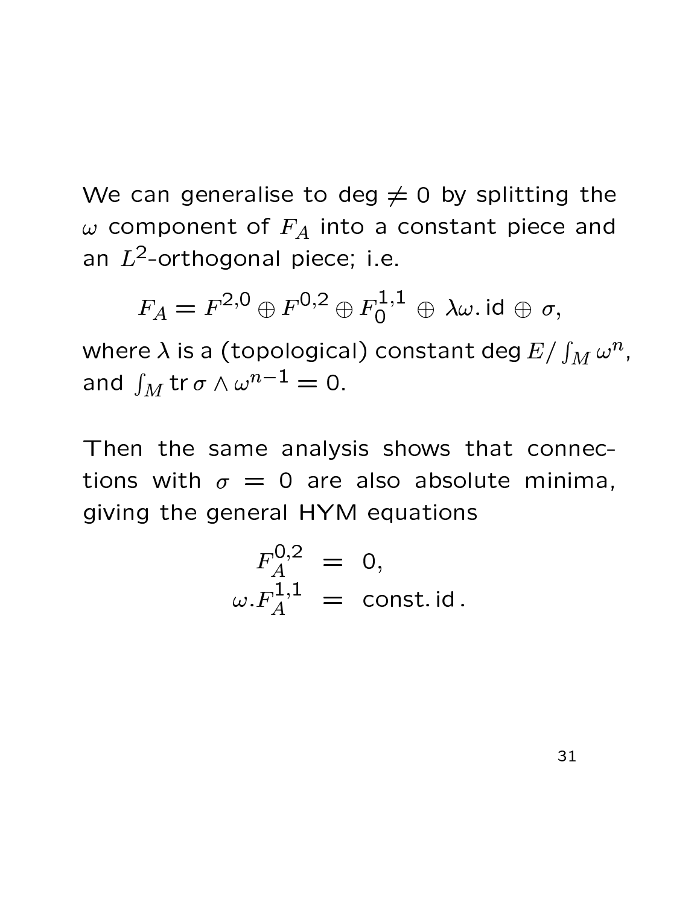We can generalise to deg $\neq 0$ by splitting the $\omega$ component of $F_A$ into a constant piece and an $L^2$-orthogonal piece; i.e.

$$F_A = F^{2,0} \oplus F^{0,2} \oplus F_0^{1,1} \, \oplus \, \lambda\omega.\,\mathrm{id} \, \oplus \, \sigma,$$

where $\lambda$ is a (topological) constant $\deg E / \int_M \omega^n$, and $\int_M \mathrm{tr}\, \sigma \wedge \omega^{n-1} = 0$.

Then the same analysis shows that connections with $\sigma = 0$ are also absolute minima, giving the general HYM equations

$$\begin{aligned} F_A^{0,2} &= 0, \\ \omega.F_A^{1,1} &= \mathrm{const.\,id}\,. \end{aligned}$$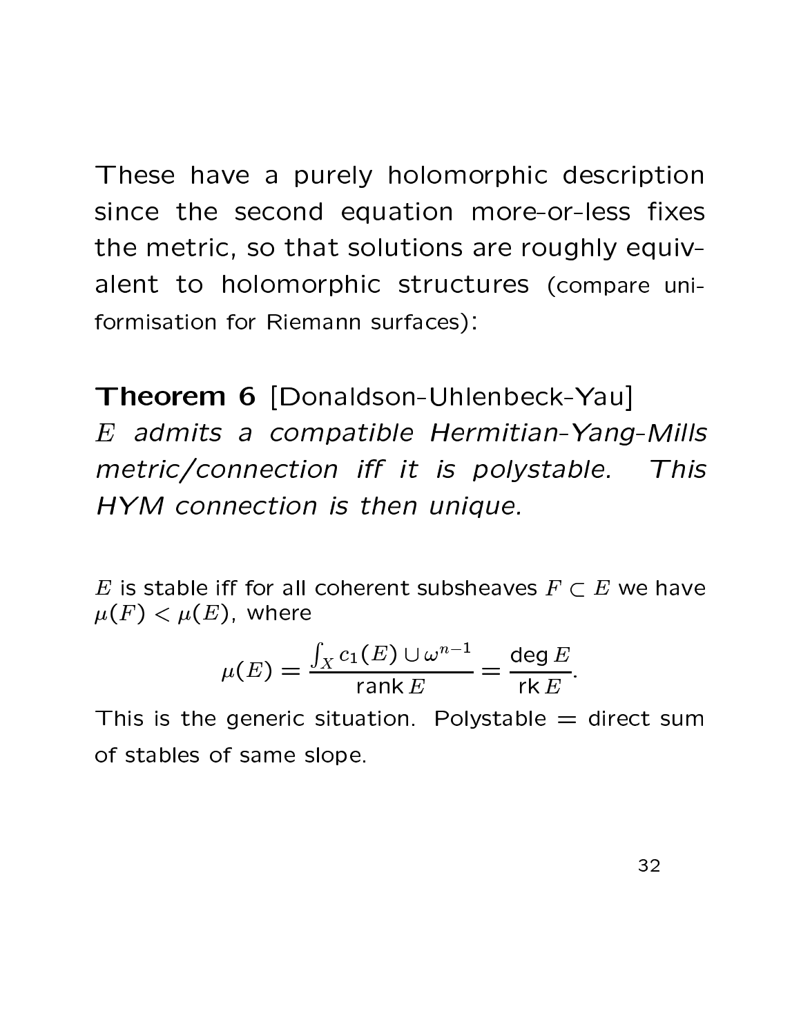These have a purely holomorphic description since the second equation more-or-less fixes the metric, so that solutions are roughly equivalent to holomorphic structures (compare uniformisation for Riemann surfaces):

**Theorem 6** [Donaldson-Uhlenbeck-Yau]
*$E$ admits a compatible Hermitian-Yang-Mills metric/connection iff it is polystable. This HYM connection is then unique.*

$E$ is stable iff for all coherent subsheaves $F \subset E$ we have $\mu(F) < \mu(E)$, where

$$\mu(E) = \frac{\int_X c_1(E) \cup \omega^{n-1}}{\operatorname{rank} E} = \frac{\deg E}{\operatorname{rk} E}.$$

This is the generic situation. Polystable = direct sum of stables of same slope.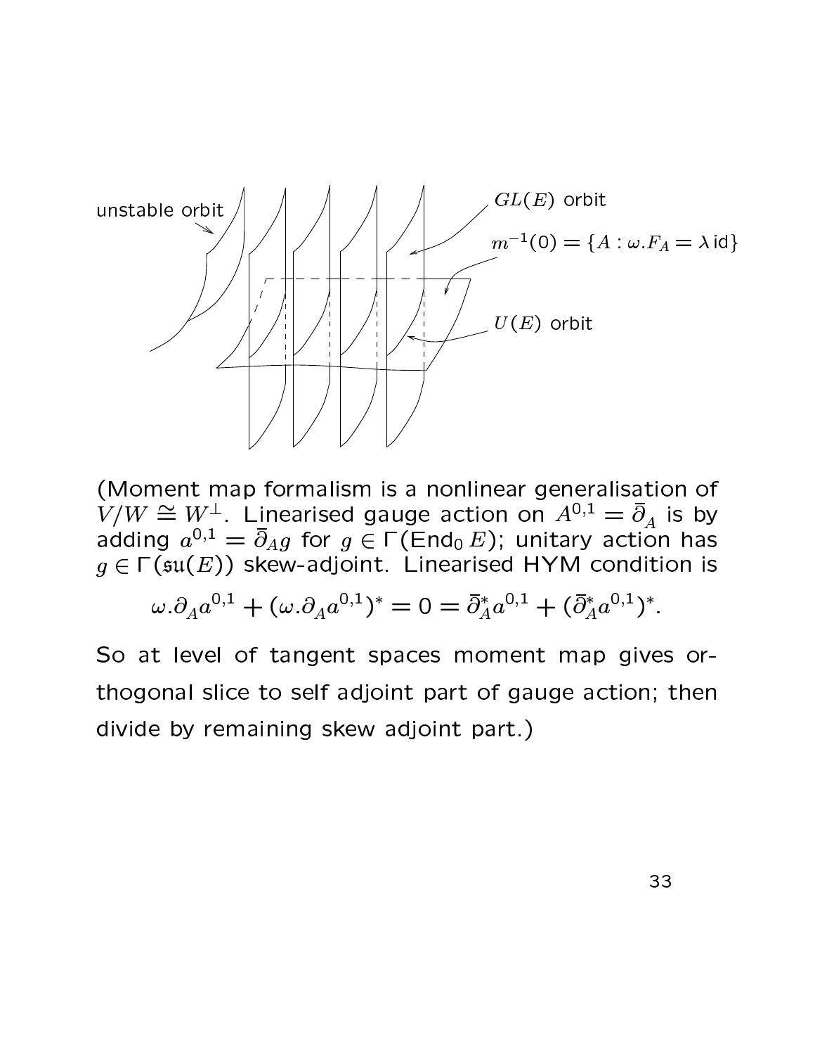unstable orbit

$GL(E)$ orbit

$m^{-1}(0) = \{A : \omega.F_A = \lambda\,\text{id}\}$

$U(E)$ orbit

(Moment map formalism is a nonlinear generalisation of $V/W \cong W^{\perp}$. Linearised gauge action on $A^{0,1} = \bar{\partial}_A$ is by adding $a^{0,1} = \bar{\partial}_A g$ for $g \in \Gamma(\text{End}_0\, E)$; unitary action has $g \in \Gamma(\mathfrak{su}(E))$ skew-adjoint. Linearised HYM condition is

$$\omega.\partial_A a^{0,1} + (\omega.\partial_A a^{0,1})^* = 0 = \bar{\partial}_A^* a^{0,1} + (\bar{\partial}_A^* a^{0,1})^*.$$

So at level of tangent spaces moment map gives orthogonal slice to self adjoint part of gauge action; then divide by remaining skew adjoint part.)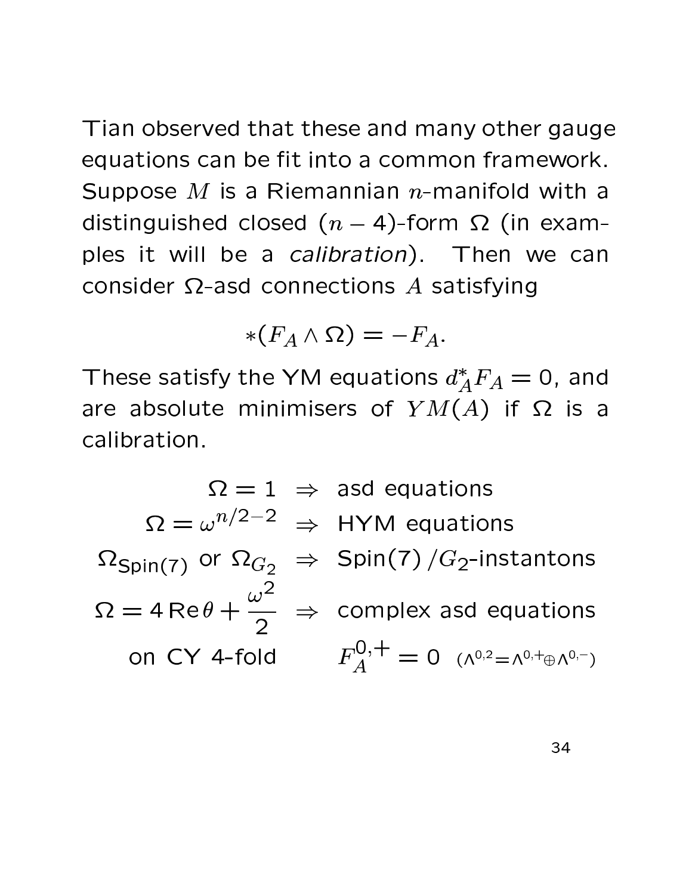Tian observed that these and many other gauge equations can be fit into a common framework. Suppose $M$ is a Riemannian $n$-manifold with a distinguished closed $(n-4)$-form $\Omega$ (in examples it will be a *calibration*). Then we can consider $\Omega$-asd connections $A$ satisfying

$$*(F_A \wedge \Omega) = -F_A.$$

These satisfy the YM equations $d_A^* F_A = 0$, and are absolute minimisers of $YM(A)$ if $\Omega$ is a calibration.

$$
\begin{array}{rcl}
\Omega = 1 & \Rightarrow & \text{asd equations} \\
\Omega = \omega^{n/2-2} & \Rightarrow & \text{HYM equations} \\
\Omega_{\mathrm{Spin}(7)} \text{ or } \Omega_{G_2} & \Rightarrow & \mathrm{Spin}(7)\,/G_2\text{-instantons} \\
\Omega = 4\,\mathrm{Re}\,\theta + \dfrac{\omega^2}{2} & \Rightarrow & \text{complex asd equations} \\
\text{on CY 4-fold} & & F_A^{0,+} = 0 \quad (\Lambda^{0,2} = \Lambda^{0,+} \oplus \Lambda^{0,-})
\end{array}
$$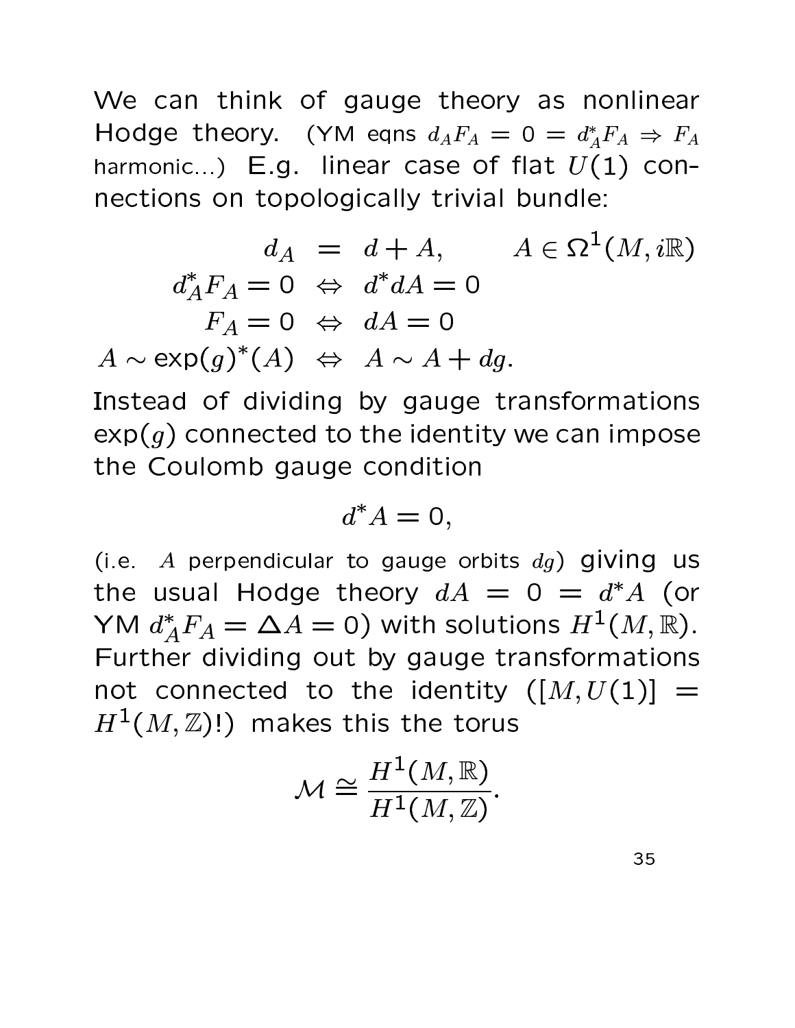We can think of gauge theory as nonlinear Hodge theory. (YM eqns $d_A F_A = 0 = d_A^* F_A \Rightarrow F_A$ harmonic...) E.g. linear case of flat $U(1)$ connections on topologically trivial bundle:

$$
\begin{aligned}
d_A &= d + A, \qquad A \in \Omega^1(M, i\mathbb{R}) \\
d_A^* F_A = 0 &\Leftrightarrow d^* dA = 0 \\
F_A = 0 &\Leftrightarrow dA = 0 \\
A \sim \exp(g)^*(A) &\Leftrightarrow A \sim A + dg.
\end{aligned}
$$

Instead of dividing by gauge transformations $\exp(g)$ connected to the identity we can impose the Coulomb gauge condition

$$d^* A = 0,$$

(i.e. $A$ perpendicular to gauge orbits $dg$) giving us the usual Hodge theory $dA = 0 = d^* A$ (or YM $d_A^* F_A = \Delta A = 0$) with solutions $H^1(M, \mathbb{R})$. Further dividing out by gauge transformations not connected to the identity ($[M, U(1)] = H^1(M, \mathbb{Z})$!) makes this the torus

$$\mathcal{M} \cong \frac{H^1(M, \mathbb{R})}{H^1(M, \mathbb{Z})}.$$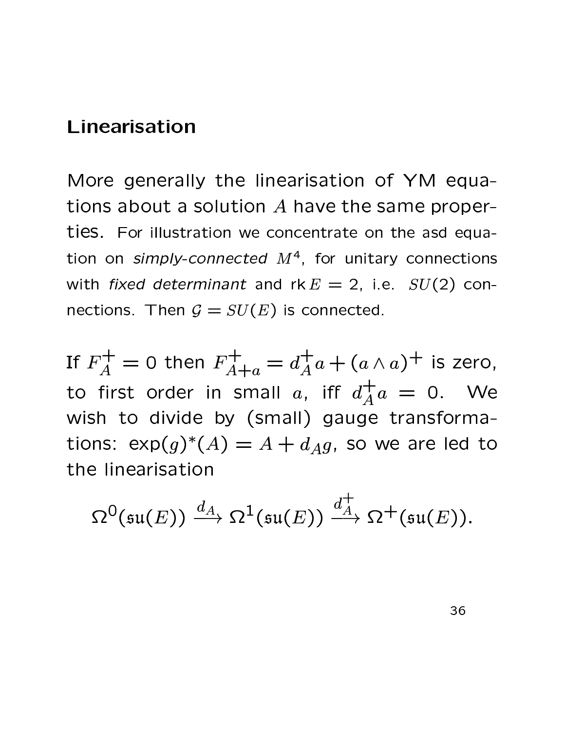## Linearisation

More generally the linearisation of YM equations about a solution $A$ have the same properties. For illustration we concentrate on the asd equation on *simply-connected* $M^4$, for unitary connections with *fixed determinant* and $\operatorname{rk} E = 2$, i.e. $SU(2)$ connections. Then $\mathcal{G} = SU(E)$ is connected.

If $F_A^+ = 0$ then $F_{A+a}^+ = d_A^+ a + (a \wedge a)^+$ is zero, to first order in small $a$, iff $d_A^+ a = 0$. We wish to divide by (small) gauge transformations: $\exp(g)^*(A) = A + d_A g$, so we are led to the linearisation

$$\Omega^0(\mathfrak{su}(E)) \xrightarrow{d_A} \Omega^1(\mathfrak{su}(E)) \xrightarrow{d_A^+} \Omega^+(\mathfrak{su}(E)).$$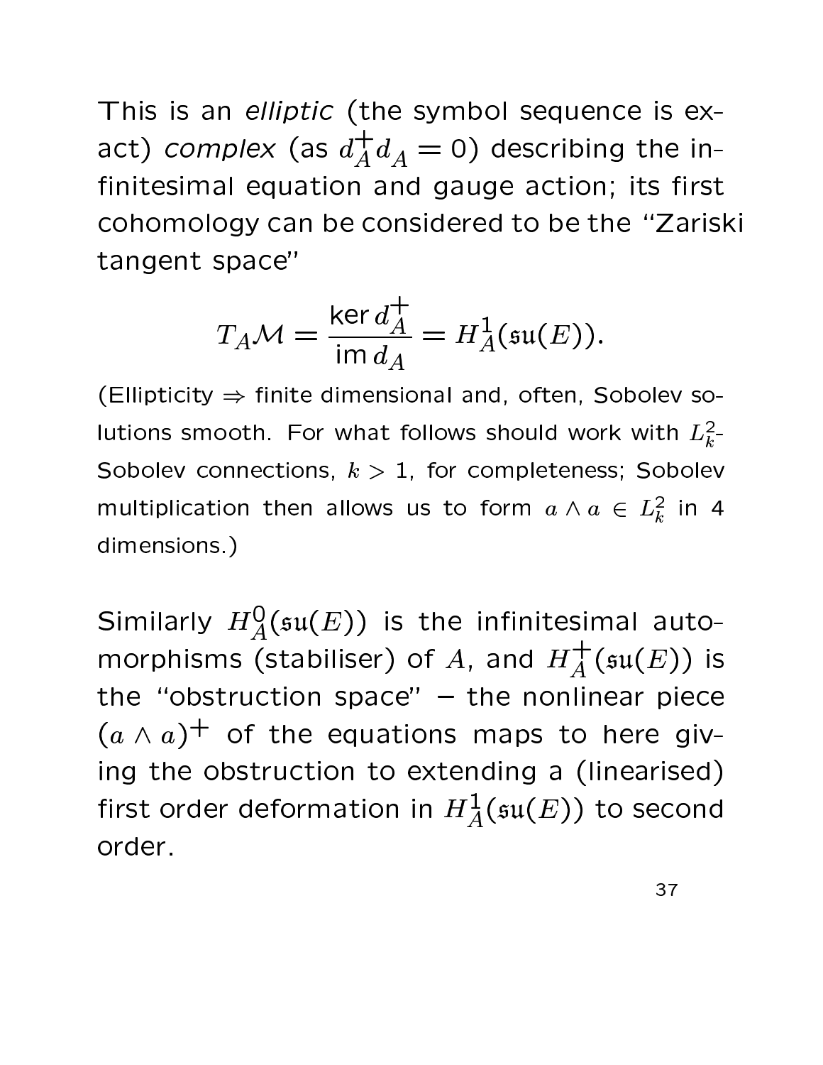This is an *elliptic* (the symbol sequence is exact) *complex* (as $d_A^+ d_A = 0$) describing the infinitesimal equation and gauge action; its first cohomology can be considered to be the "Zariski tangent space"

$$T_A\mathcal{M} = \frac{\ker d_A^+}{\operatorname{im} d_A} = H_A^1(\mathfrak{su}(E)).$$

(Ellipticity $\Rightarrow$ finite dimensional and, often, Sobolev solutions smooth. For what follows should work with $L_k^2$-Sobolev connections, $k > 1$, for completeness; Sobolev multiplication then allows us to form $a \wedge a \in L_k^2$ in 4 dimensions.)

Similarly $H_A^0(\mathfrak{su}(E))$ is the infinitesimal automorphisms (stabiliser) of $A$, and $H_A^+(\mathfrak{su}(E))$ is the "obstruction space" – the nonlinear piece $(a \wedge a)^+$ of the equations maps to here giving the obstruction to extending a (linearised) first order deformation in $H_A^1(\mathfrak{su}(E))$ to second order.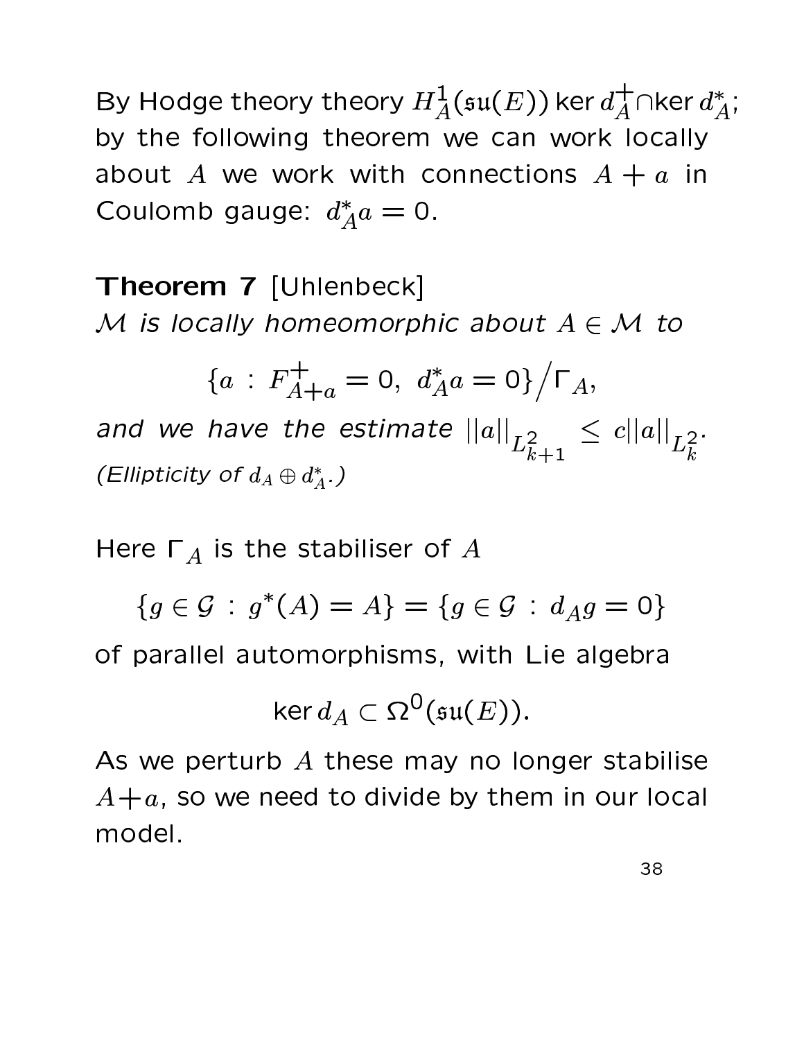By Hodge theory theory $H^1_A(\mathfrak{su}(E))$ ker $d^+_A \cap$ker $d^*_A$; by the following theorem we can work locally about $A$ we work with connections $A + a$ in Coulomb gauge: $d^*_A a = 0$.

**Theorem 7** [Uhlenbeck]
*$\mathcal{M}$ is locally homeomorphic about $A \in \mathcal{M}$ to*

$$\{a \,:\, F^+_{A+a} = 0,\ d^*_A a = 0\}\big/\Gamma_A,$$

*and we have the estimate $||a||_{L^2_{k+1}} \leq c||a||_{L^2_k}$.*
*(Ellipticity of $d_A \oplus d^*_A$.)*

Here $\Gamma_A$ is the stabiliser of $A$

$$\{g \in \mathcal{G} \,:\, g^*(A) = A\} = \{g \in \mathcal{G} \,:\, d_A g = 0\}$$

of parallel automorphisms, with Lie algebra

$$\ker d_A \subset \Omega^0(\mathfrak{su}(E)).$$

As we perturb $A$ these may no longer stabilise $A+a$, so we need to divide by them in our local model.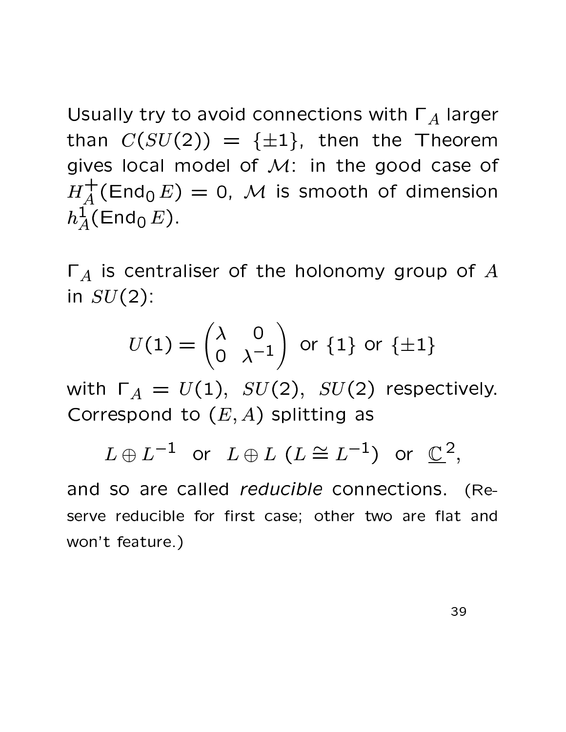Usually try to avoid connections with $\Gamma_A$ larger than $C(SU(2)) = \{\pm 1\}$, then the Theorem gives local model of $\mathcal{M}$: in the good case of $H^+_A(\mathrm{End}_0\, E) = 0$, $\mathcal{M}$ is smooth of dimension $h^1_A(\mathrm{End}_0\, E)$.

$\Gamma_A$ is centraliser of the holonomy group of $A$ in $SU(2)$:

$$U(1) = \begin{pmatrix} \lambda & 0 \\ 0 & \lambda^{-1} \end{pmatrix} \text{ or } \{1\} \text{ or } \{\pm 1\}$$

with $\Gamma_A = U(1),\ SU(2),\ SU(2)$ respectively. Correspond to $(E, A)$ splitting as

$$L \oplus L^{-1} \ \text{ or } \ L \oplus L \ (L \cong L^{-1}) \ \text{ or } \ \underline{\mathbb{C}}^2,$$

and so are called *reducible* connections. (Reserve reducible for first case; other two are flat and won't feature.)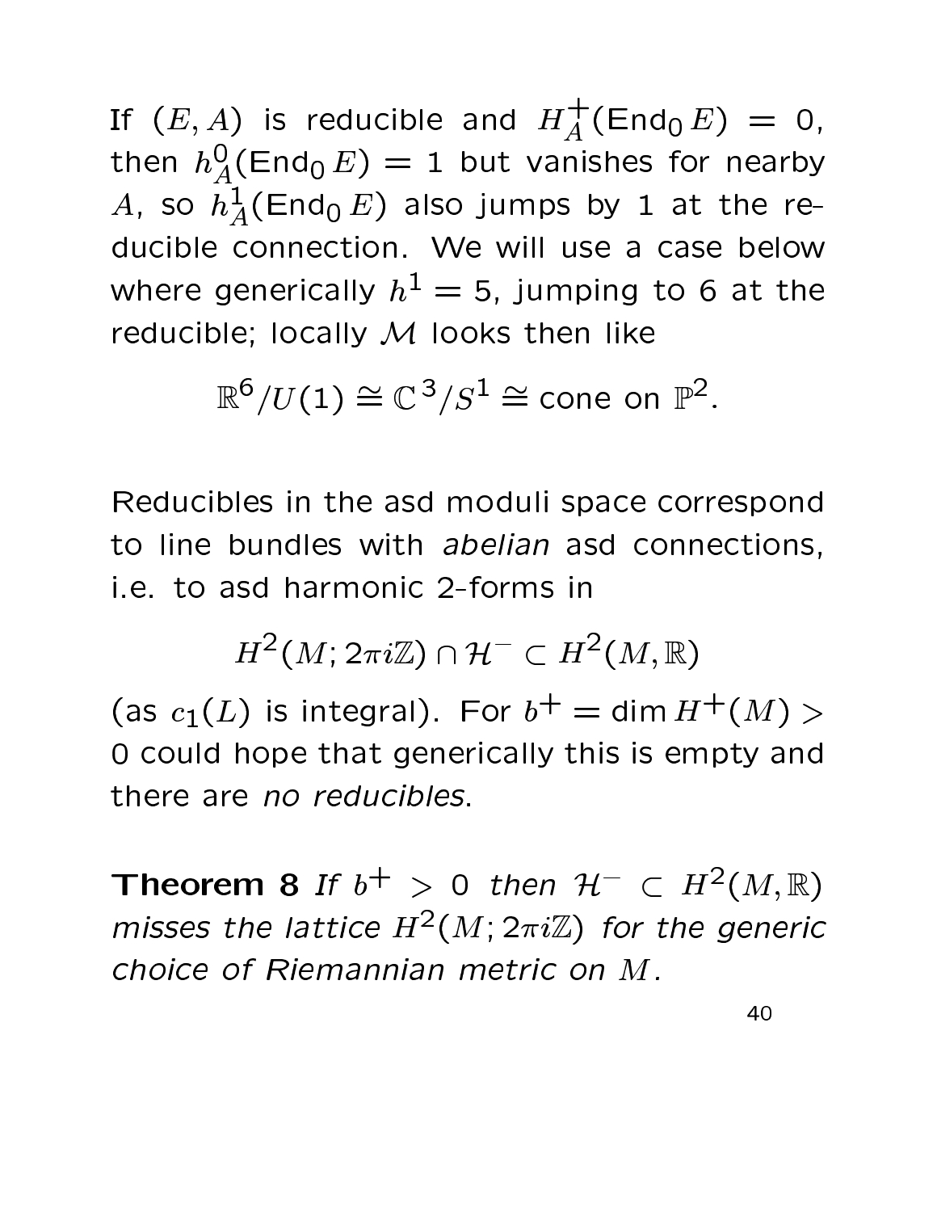If $(E, A)$ is reducible and $H^+_A(\mathrm{End}_0\, E) = 0$, then $h^0_A(\mathrm{End}_0\, E) = 1$ but vanishes for nearby $A$, so $h^1_A(\mathrm{End}_0\, E)$ also jumps by 1 at the reducible connection. We will use a case below where generically $h^1 = 5$, jumping to 6 at the reducible; locally $\mathcal{M}$ looks then like

$$\mathbb{R}^6/U(1) \cong \mathbb{C}^3/S^1 \cong \text{cone on } \mathbb{P}^2.$$

Reducibles in the asd moduli space correspond to line bundles with *abelian* asd connections, i.e. to asd harmonic 2-forms in

$$H^2(M; 2\pi i\mathbb{Z}) \cap \mathcal{H}^- \subset H^2(M, \mathbb{R})$$

(as $c_1(L)$ is integral). For $b^+ = \dim H^+(M) > 0$ could hope that generically this is empty and there are *no reducibles*.

**Theorem 8** *If $b^+ > 0$ then $\mathcal{H}^- \subset H^2(M, \mathbb{R})$ misses the lattice $H^2(M; 2\pi i\mathbb{Z})$ for the generic choice of Riemannian metric on $M$.*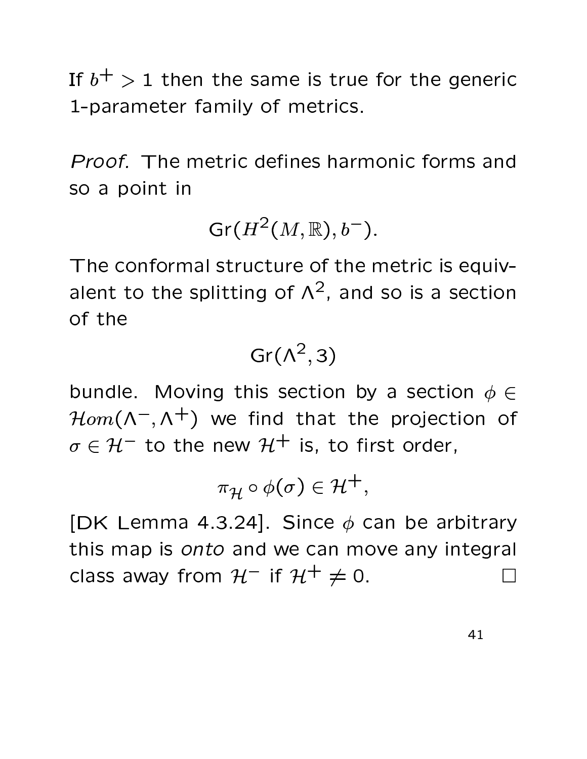If $b^+ > 1$ then the same is true for the generic 1-parameter family of metrics.

*Proof.* The metric defines harmonic forms and so a point in

$$\mathrm{Gr}(H^2(M,\mathbb{R}), b^-).$$

The conformal structure of the metric is equivalent to the splitting of $\Lambda^2$, and so is a section of the

$$\mathrm{Gr}(\Lambda^2, 3)$$

bundle. Moving this section by a section $\phi \in \mathcal{H}om(\Lambda^-, \Lambda^+)$ we find that the projection of $\sigma \in \mathcal{H}^-$ to the new $\mathcal{H}^+$ is, to first order,

$$\pi_{\mathcal{H}} \circ \phi(\sigma) \in \mathcal{H}^+,$$

[DK Lemma 4.3.24]. Since $\phi$ can be arbitrary this map is *onto* and we can move any integral class away from $\mathcal{H}^-$ if $\mathcal{H}^+ \neq 0$. $\square$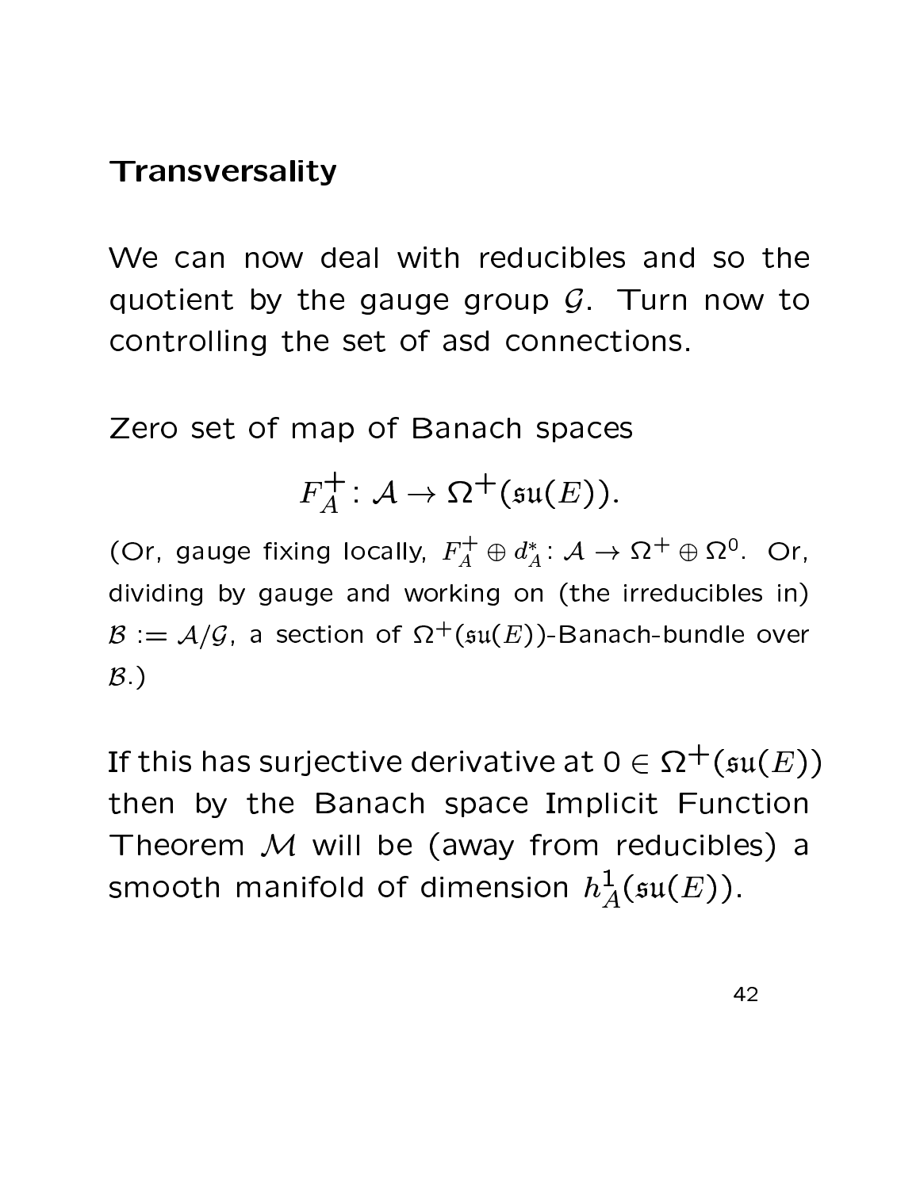## Transversality

We can now deal with reducibles and so the quotient by the gauge group $\mathcal{G}$. Turn now to controlling the set of asd connections.

Zero set of map of Banach spaces

$$F_A^+ : \mathcal{A} \to \Omega^+(\mathfrak{su}(E)).$$

(Or, gauge fixing locally, $F_A^+ \oplus d_A^* : \mathcal{A} \to \Omega^+ \oplus \Omega^0$. Or, dividing by gauge and working on (the irreducibles in) $\mathcal{B} := \mathcal{A}/\mathcal{G}$, a section of $\Omega^+(\mathfrak{su}(E))$-Banach-bundle over $\mathcal{B}$.)

If this has surjective derivative at $0 \in \Omega^+(\mathfrak{su}(E))$ then by the Banach space Implicit Function Theorem $\mathcal{M}$ will be (away from reducibles) a smooth manifold of dimension $h_A^1(\mathfrak{su}(E))$.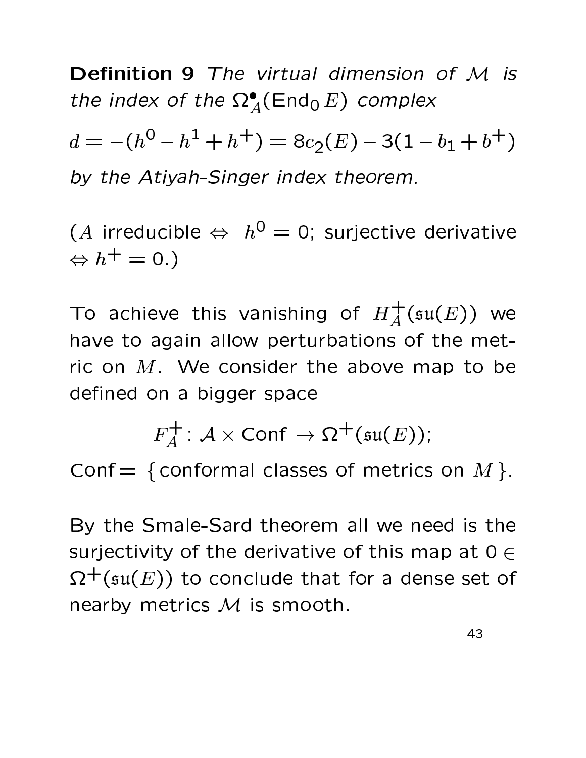**Definition 9** *The virtual dimension of $\mathcal{M}$ is the index of the $\Omega^\bullet_A(\mathrm{End}_0\, E)$ complex*

$$d = -(h^0 - h^1 + h^+) = 8c_2(E) - 3(1 - b_1 + b^+)$$

*by the Atiyah-Singer index theorem.*

($A$ irreducible $\Leftrightarrow$ $h^0 = 0$; surjective derivative $\Leftrightarrow h^+ = 0$.)

To achieve this vanishing of $H^+_A(\mathfrak{su}(E))$ we have to again allow perturbations of the metric on $M$. We consider the above map to be defined on a bigger space

$$F^+_A \colon \mathcal{A} \times \mathrm{Conf} \to \Omega^+(\mathfrak{su}(E));$$

Conf$=$ {conformal classes of metrics on $M$}.

By the Smale-Sard theorem all we need is the surjectivity of the derivative of this map at $0 \in \Omega^+(\mathfrak{su}(E))$ to conclude that for a dense set of nearby metrics $\mathcal{M}$ is smooth.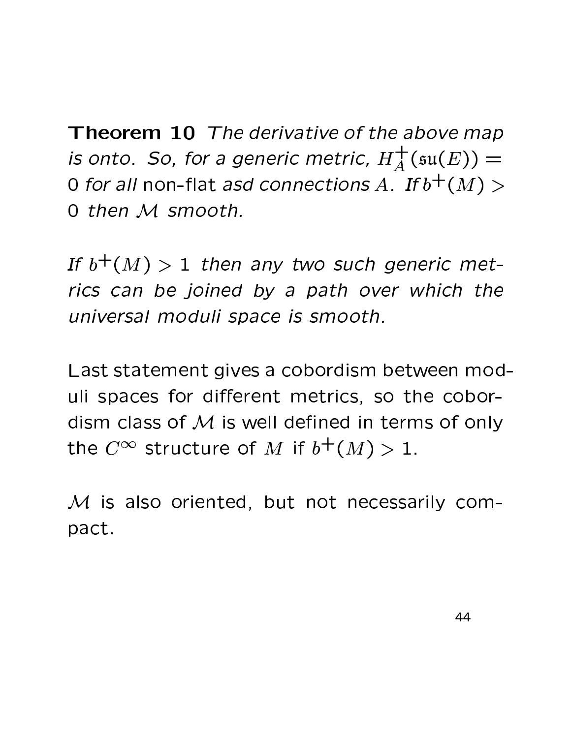**Theorem 10** *The derivative of the above map is onto. So, for a generic metric, $H_A^+(\mathfrak{su}(E)) = 0$ for all* non-flat *asd connections $A$. If $b^+(M) > 0$ then $\mathcal{M}$ smooth.*

*If $b^+(M) > 1$ then any two such generic metrics can be joined by a path over which the universal moduli space is smooth.*

Last statement gives a cobordism between moduli spaces for different metrics, so the cobordism class of $\mathcal{M}$ is well defined in terms of only the $C^\infty$ structure of $M$ if $b^+(M) > 1$.

$\mathcal{M}$ is also oriented, but not necessarily compact.